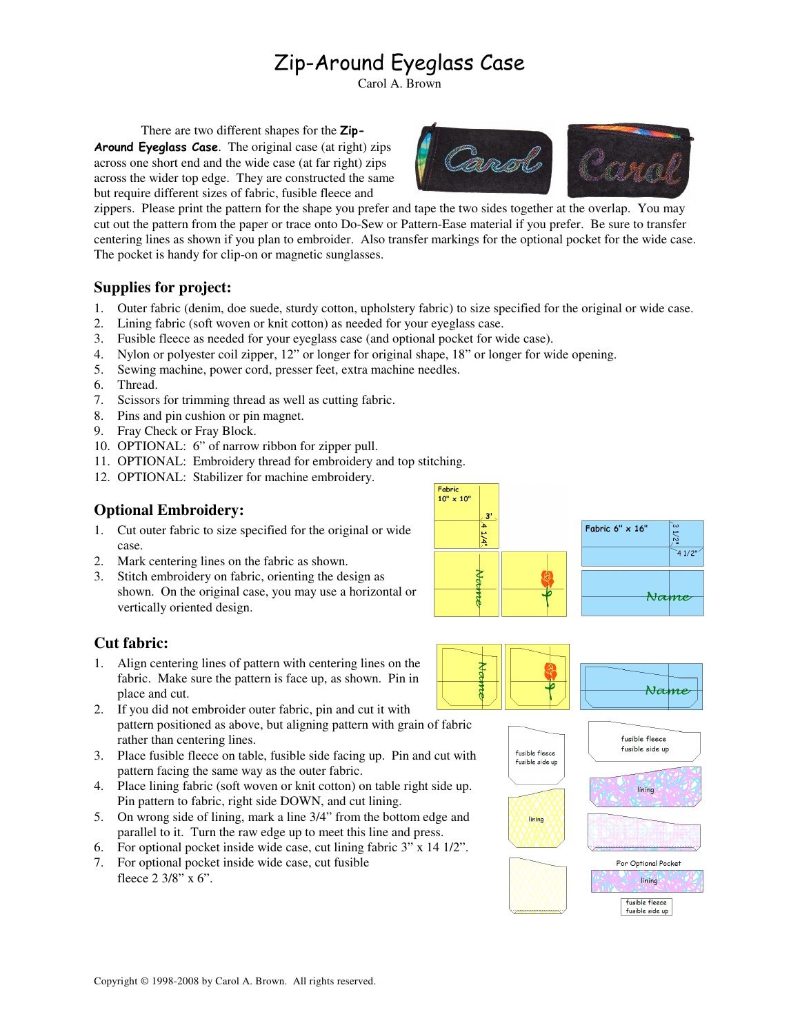# Zip-Around Eyeglass Case

Carol A. Brown

There are two different shapes for the **Zip-Around Eyeglass Case**. The original case (at right) zips across one short end and the wide case (at far right) zips across the wider top edge. They are constructed the same but require different sizes of fabric, fusible fleece and zippers. Please print the pattern for the shape you prefer and tape the two sides together at the overlap. You may cut out the pattern from the paper or trace onto Do-Sew or Pattern-Ease material if you prefer. Be sure to transfer centering lines as shown if you plan to embroider. Also transfer markings for the optional pocket for the wide case. The pocket is handy for clip-on or magnetic sunglasses.

## Supplies for project:

1. Outer fabric (denim, doe suede, sturdy cotton, upholstery fabric) to size specified for the original or wide case.
2. Lining fabric (soft woven or knit cotton) as needed for your eyeglass case.
3. Fusible fleece as needed for your eyeglass case (and optional pocket for wide case).
4. Nylon or polyester coil zipper, 12" or longer for original shape, 18" or longer for wide opening.
5. Sewing machine, power cord, presser feet, extra machine needles.
6. Thread.
7. Scissors for trimming thread as well as cutting fabric.
8. Pins and pin cushion or pin magnet.
9. Fray Check or Fray Block.
10. OPTIONAL: 6" of narrow ribbon for zipper pull.
11. OPTIONAL: Embroidery thread for embroidery and top stitching.
12. OPTIONAL: Stabilizer for machine embroidery.

## Optional Embroidery:

1. Cut outer fabric to size specified for the original or wide case.
2. Mark centering lines on the fabric as shown.
3. Stitch embroidery on fabric, orienting the design as shown. On the original case, you may use a horizontal or vertically oriented design.

Fabric 10" x 10" — 3" — 4 1/4"

Fabric 6" x 16" — 3 1/2" — 4 1/2"

## Cut fabric:

1. Align centering lines of pattern with centering lines on the fabric. Make sure the pattern is face up, as shown. Pin in place and cut.
2. If you did not embroider outer fabric, pin and cut it with pattern positioned as above, but aligning pattern with grain of fabric rather than centering lines.
3. Place fusible fleece on table, fusible side facing up. Pin and cut with pattern facing the same way as the outer fabric.
4. Place lining fabric (soft woven or knit cotton) on table right side up. Pin pattern to fabric, right side DOWN, and cut lining.
5. On wrong side of lining, mark a line 3/4" from the bottom edge and parallel to it. Turn the raw edge up to meet this line and press.
6. For optional pocket inside wide case, cut lining fabric 3" x 14 1/2".
7. For optional pocket inside wide case, cut fusible fleece 2 3/8" x 6".

fusible fleece fusible side up

lining

For Optional Pocket

Copyright © 1998-2008 by Carol A. Brown. All rights reserved.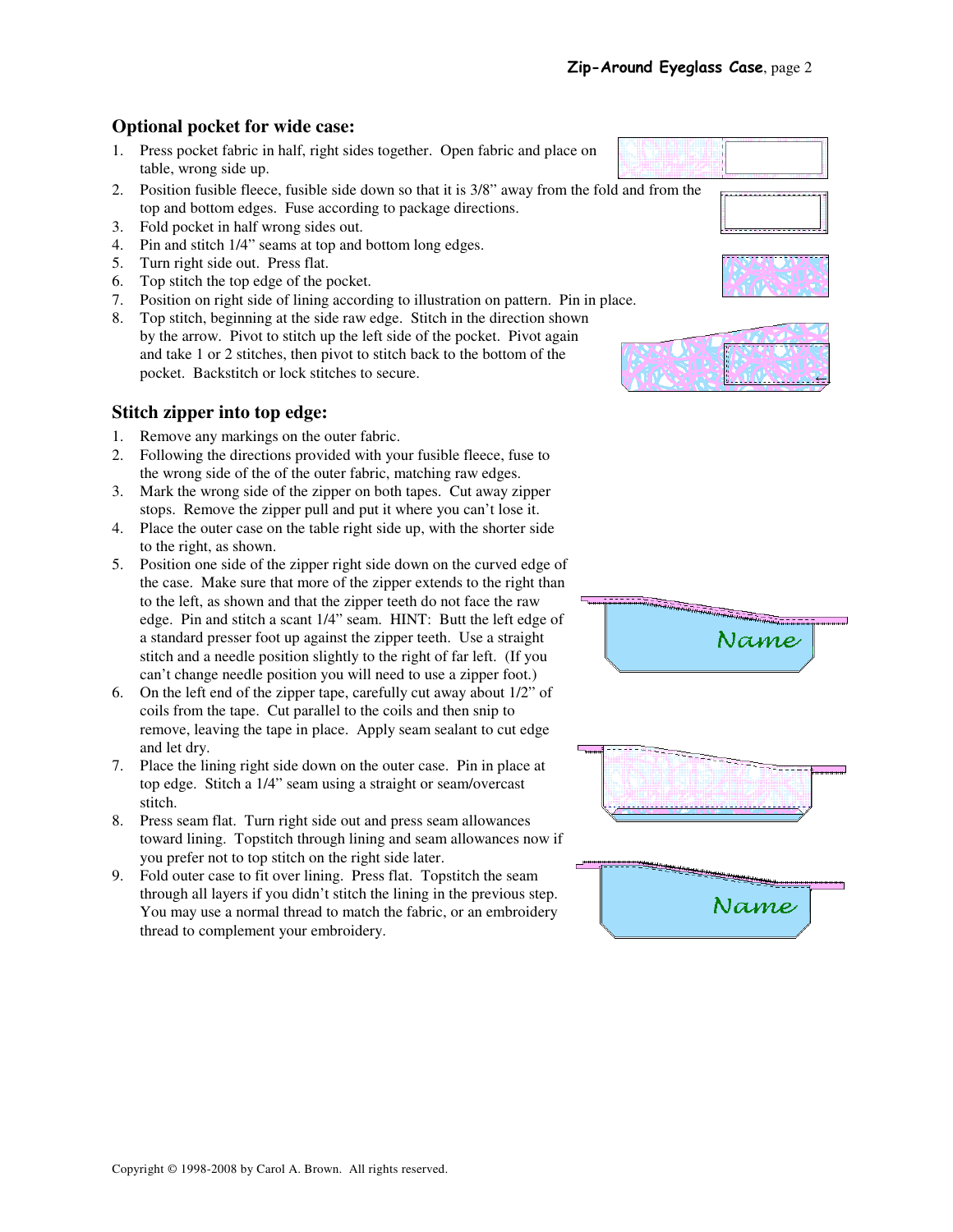## Optional pocket for wide case:

1. Press pocket fabric in half, right sides together. Open fabric and place on table, wrong side up.
2. Position fusible fleece, fusible side down so that it is 3/8" away from the fold and from the top and bottom edges. Fuse according to package directions.
3. Fold pocket in half wrong sides out.
4. Pin and stitch 1/4" seams at top and bottom long edges.
5. Turn right side out. Press flat.
6. Top stitch the top edge of the pocket.
7. Position on right side of lining according to illustration on pattern. Pin in place.
8. Top stitch, beginning at the side raw edge. Stitch in the direction shown by the arrow. Pivot to stitch up the left side of the pocket. Pivot again and take 1 or 2 stitches, then pivot to stitch back to the bottom of the pocket. Backstitch or lock stitches to secure.

## Stitch zipper into top edge:

1. Remove any markings on the outer fabric.
2. Following the directions provided with your fusible fleece, fuse to the wrong side of the of the outer fabric, matching raw edges.
3. Mark the wrong side of the zipper on both tapes. Cut away zipper stops. Remove the zipper pull and put it where you can't lose it.
4. Place the outer case on the table right side up, with the shorter side to the right, as shown.
5. Position one side of the zipper right side down on the curved edge of the case. Make sure that more of the zipper extends to the right than to the left, as shown and that the zipper teeth do not face the raw edge. Pin and stitch a scant 1/4" seam. HINT: Butt the left edge of a standard presser foot up against the zipper teeth. Use a straight stitch and a needle position slightly to the right of far left. (If you can't change needle position you will need to use a zipper foot.)
6. On the left end of the zipper tape, carefully cut away about 1/2" of coils from the tape. Cut parallel to the coils and then snip to remove, leaving the tape in place. Apply seam sealant to cut edge and let dry.
7. Place the lining right side down on the outer case. Pin in place at top edge. Stitch a 1/4" seam using a straight or seam/overcast stitch.
8. Press seam flat. Turn right side out and press seam allowances toward lining. Topstitch through lining and seam allowances now if you prefer not to top stitch on the right side later.
9. Fold outer case to fit over lining. Press flat. Topstitch the seam through all layers if you didn't stitch the lining in the previous step. You may use a normal thread to match the fabric, or an embroidery thread to complement your embroidery.

Copyright © 1998-2008 by Carol A. Brown. All rights reserved.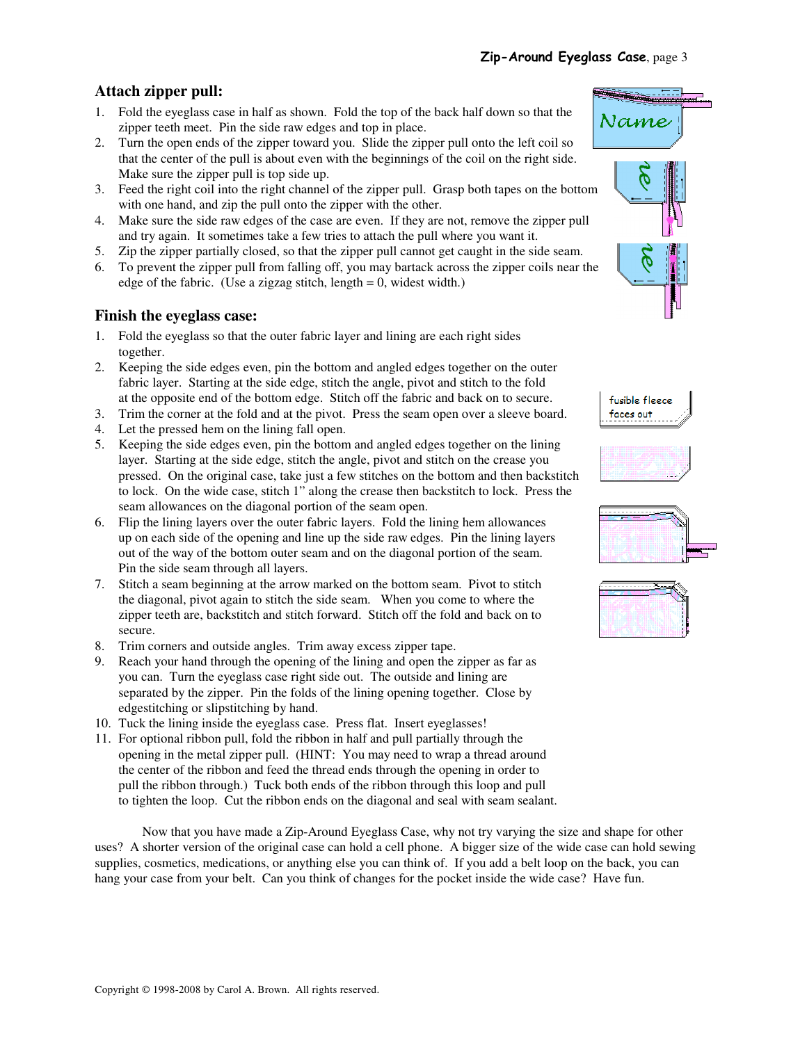## Attach zipper pull:

1. Fold the eyeglass case in half as shown. Fold the top of the back half down so that the zipper teeth meet. Pin the side raw edges and top in place.
2. Turn the open ends of the zipper toward you. Slide the zipper pull onto the left coil so that the center of the pull is about even with the beginnings of the coil on the right side. Make sure the zipper pull is top side up.
3. Feed the right coil into the right channel of the zipper pull. Grasp both tapes on the bottom with one hand, and zip the pull onto the zipper with the other.
4. Make sure the side raw edges of the case are even. If they are not, remove the zipper pull and try again. It sometimes take a few tries to attach the pull where you want it.
5. Zip the zipper partially closed, so that the zipper pull cannot get caught in the side seam.
6. To prevent the zipper pull from falling off, you may bartack across the zipper coils near the edge of the fabric. (Use a zigzag stitch, length = 0, widest width.)

## Finish the eyeglass case:

1. Fold the eyeglass so that the outer fabric layer and lining are each right sides together.
2. Keeping the side edges even, pin the bottom and angled edges together on the outer fabric layer. Starting at the side edge, stitch the angle, pivot and stitch to the fold at the opposite end of the bottom edge. Stitch off the fabric and back on to secure.
3. Trim the corner at the fold and at the pivot. Press the seam open over a sleeve board.
4. Let the pressed hem on the lining fall open.
5. Keeping the side edges even, pin the bottom and angled edges together on the lining layer. Starting at the side edge, stitch the angle, pivot and stitch on the crease you pressed. On the original case, take just a few stitches on the bottom and then backstitch to lock. On the wide case, stitch 1" along the crease then backstitch to lock. Press the seam allowances on the diagonal portion of the seam open.
6. Flip the lining layers over the outer fabric layers. Fold the lining hem allowances up on each side of the opening and line up the side raw edges. Pin the lining layers out of the way of the bottom outer seam and on the diagonal portion of the seam. Pin the side seam through all layers.
7. Stitch a seam beginning at the arrow marked on the bottom seam. Pivot to stitch the diagonal, pivot again to stitch the side seam. When you come to where the zipper teeth are, backstitch and stitch forward. Stitch off the fold and back on to secure.
8. Trim corners and outside angles. Trim away excess zipper tape.
9. Reach your hand through the opening of the lining and open the zipper as far as you can. Turn the eyeglass case right side out. The outside and lining are separated by the zipper. Pin the folds of the lining opening together. Close by edgestitching or slipstitching by hand.
10. Tuck the lining inside the eyeglass case. Press flat. Insert eyeglasses!
11. For optional ribbon pull, fold the ribbon in half and pull partially through the opening in the metal zipper pull. (HINT: You may need to wrap a thread around the center of the ribbon and feed the thread ends through the opening in order to pull the ribbon through.) Tuck both ends of the ribbon through this loop and pull to tighten the loop. Cut the ribbon ends on the diagonal and seal with seam sealant.

fusible fleece faces out

Now that you have made a Zip-Around Eyeglass Case, why not try varying the size and shape for other uses? A shorter version of the original case can hold a cell phone. A bigger size of the wide case can hold sewing supplies, cosmetics, medications, or anything else you can think of. If you add a belt loop on the back, you can hang your case from your belt. Can you think of changes for the pocket inside the wide case? Have fun.

Copyright © 1998-2008 by Carol A. Brown. All rights reserved.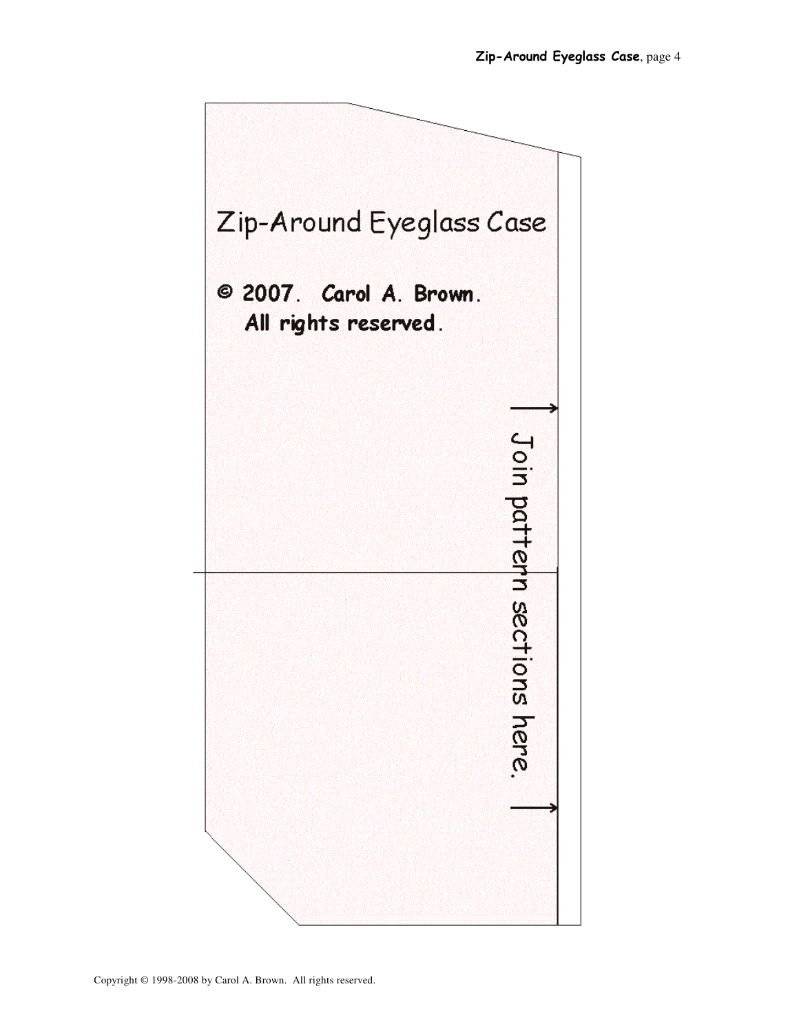Zip-Around Eyeglass Case

© 2007. Carol A. Brown.
All rights reserved.

Join pattern sections here.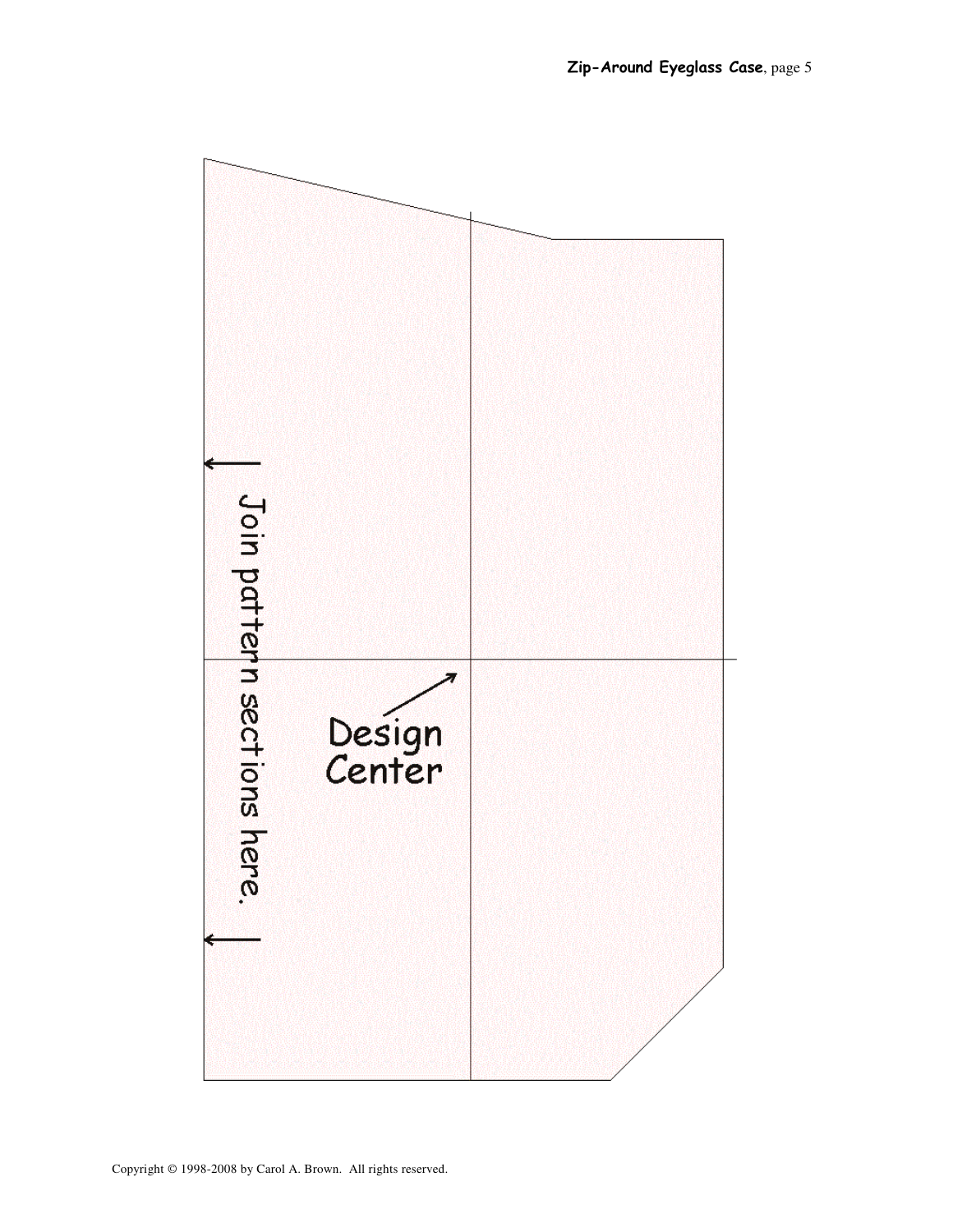Join pattern sections here.

Design Center

Copyright © 1998-2008 by Carol A. Brown. All rights reserved.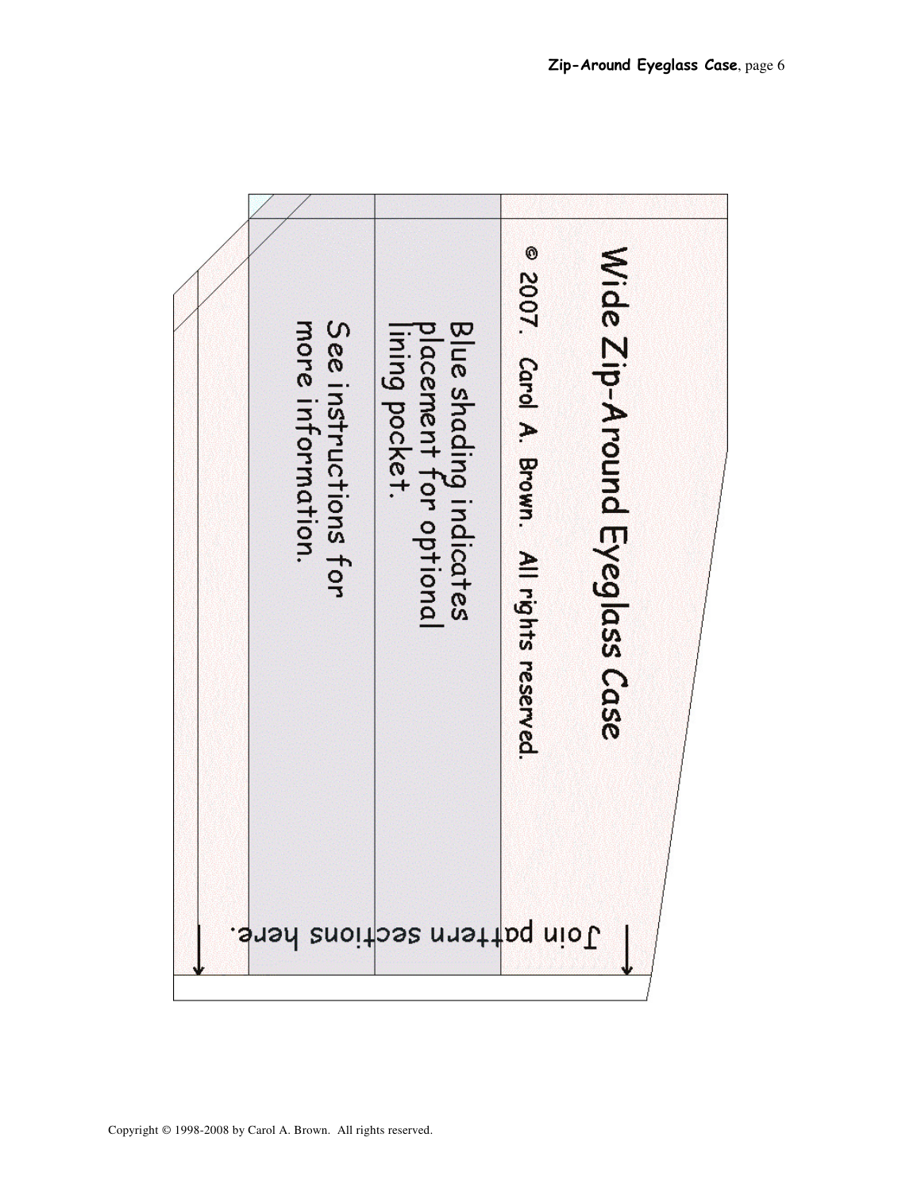Wide Zip-Around Eyeglass Case

© 2007. Carol A. Brown. All rights reserved.

Blue shading indicates placement for optional lining pocket.

See instructions for more information.

Join pattern sections here.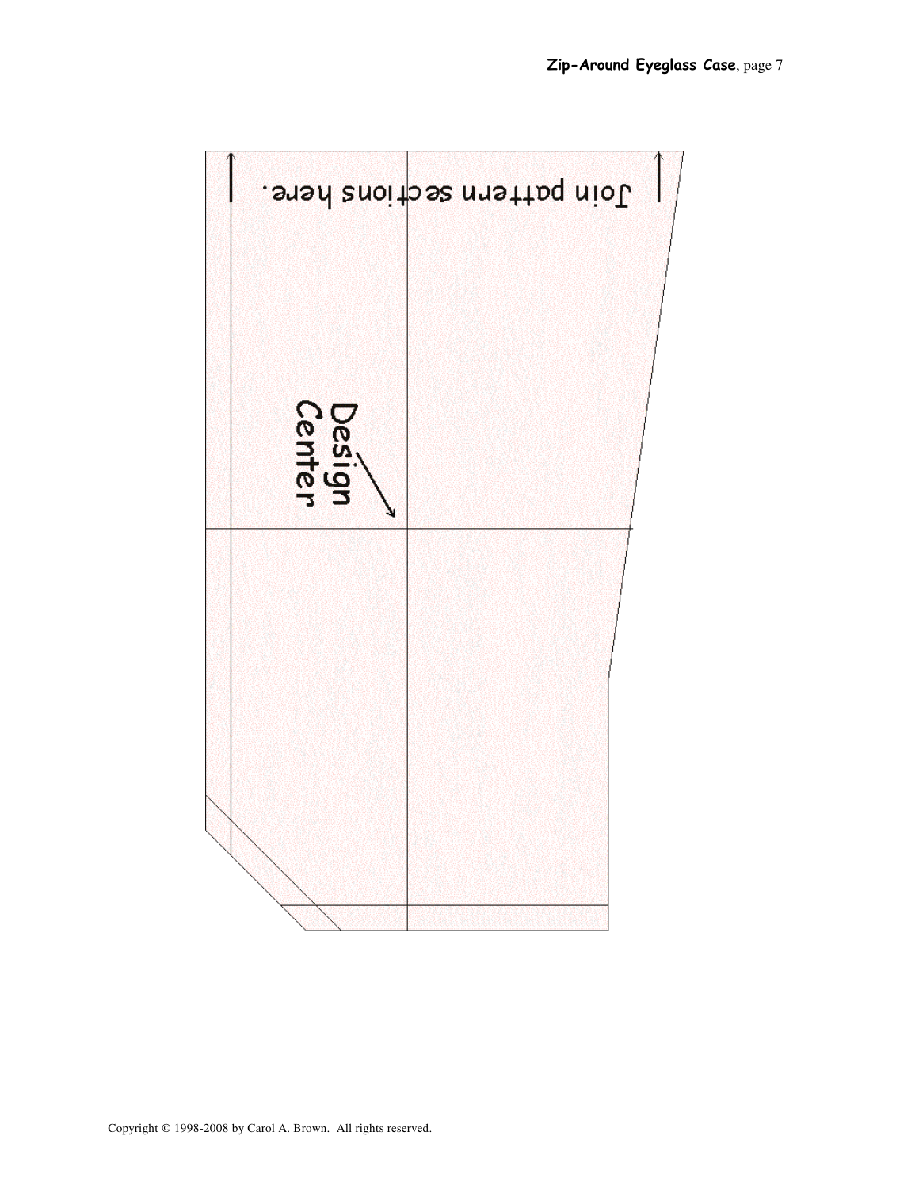Join pattern sections here.

Design Center